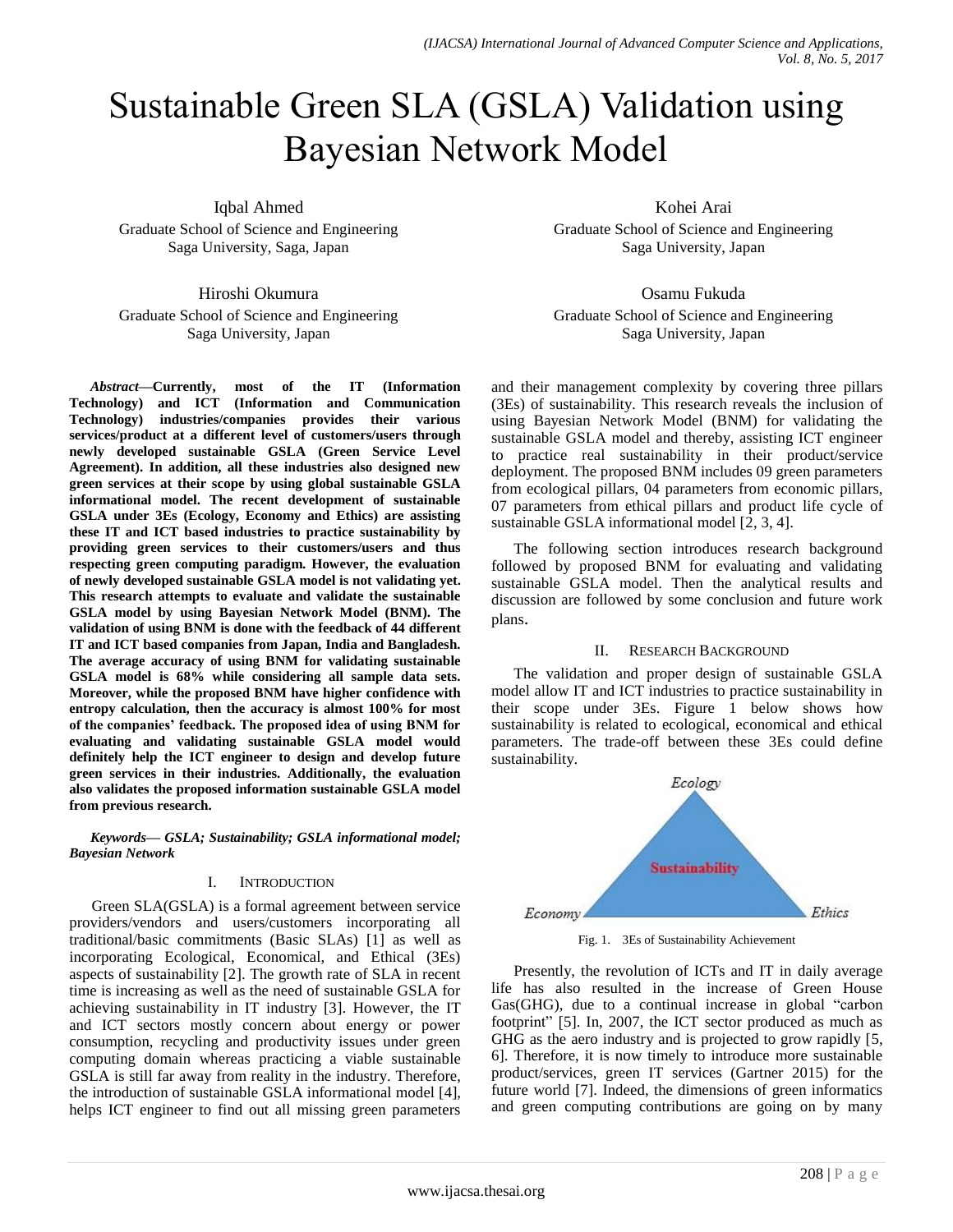# Sustainable Green SLA (GSLA) Validation using Bayesian Network Model

Iqbal Ahmed
Graduate School of Science and Engineering
Saga University, Saga, Japan

Kohei Arai
Graduate School of Science and Engineering
Saga University, Japan

Hiroshi Okumura
Graduate School of Science and Engineering
Saga University, Japan

Osamu Fukuda
Graduate School of Science and Engineering
Saga University, Japan

***Abstract*—Currently, most of the IT (Information Technology) and ICT (Information and Communication Technology) industries/companies provides their various services/product at a different level of customers/users through newly developed sustainable GSLA (Green Service Level Agreement). In addition, all these industries also designed new green services at their scope by using global sustainable GSLA informational model. The recent development of sustainable GSLA under 3Es (Ecology, Economy and Ethics) are assisting these IT and ICT based industries to practice sustainability by providing green services to their customers/users and thus respecting green computing paradigm. However, the evaluation of newly developed sustainable GSLA model is not validating yet. This research attempts to evaluate and validate the sustainable GSLA model by using Bayesian Network Model (BNM). The validation of using BNM is done with the feedback of 44 different IT and ICT based companies from Japan, India and Bangladesh. The average accuracy of using BNM for validating sustainable GSLA model is 68% while considering all sample data sets. Moreover, while the proposed BNM have higher confidence with entropy calculation, then the accuracy is almost 100% for most of the companies' feedback. The proposed idea of using BNM for evaluating and validating sustainable GSLA model would definitely help the ICT engineer to design and develop future green services in their industries. Additionally, the evaluation also validates the proposed information sustainable GSLA model from previous research.**

***Keywords— GSLA; Sustainability; GSLA informational model; Bayesian Network***

## I. Introduction

Green SLA(GSLA) is a formal agreement between service providers/vendors and users/customers incorporating all traditional/basic commitments (Basic SLAs) [1] as well as incorporating Ecological, Economical, and Ethical (3Es) aspects of sustainability [2]. The growth rate of SLA in recent time is increasing as well as the need of sustainable GSLA for achieving sustainability in IT industry [3]. However, the IT and ICT sectors mostly concern about energy or power consumption, recycling and productivity issues under green computing domain whereas practicing a viable sustainable GSLA is still far away from reality in the industry. Therefore, the introduction of sustainable GSLA informational model [4], helps ICT engineer to find out all missing green parameters and their management complexity by covering three pillars (3Es) of sustainability. This research reveals the inclusion of using Bayesian Network Model (BNM) for validating the sustainable GSLA model and thereby, assisting ICT engineer to practice real sustainability in their product/service deployment. The proposed BNM includes 09 green parameters from ecological pillars, 04 parameters from economic pillars, 07 parameters from ethical pillars and product life cycle of sustainable GSLA informational model [2, 3, 4].

The following section introduces research background followed by proposed BNM for evaluating and validating sustainable GSLA model. Then the analytical results and discussion are followed by some conclusion and future work plans.

## II. Research Background

The validation and proper design of sustainable GSLA model allow IT and ICT industries to practice sustainability in their scope under 3Es. Figure 1 below shows how sustainability is related to ecological, economical and ethical parameters. The trade-off between these 3Es could define sustainability.

Fig. 1. 3Es of Sustainability Achievement

Presently, the revolution of ICTs and IT in daily average life has also resulted in the increase of Green House Gas(GHG), due to a continual increase in global "carbon footprint" [5]. In, 2007, the ICT sector produced as much as GHG as the aero industry and is projected to grow rapidly [5, 6]. Therefore, it is now timely to introduce more sustainable product/services, green IT services (Gartner 2015) for the future world [7]. Indeed, the dimensions of green informatics and green computing contributions are going on by many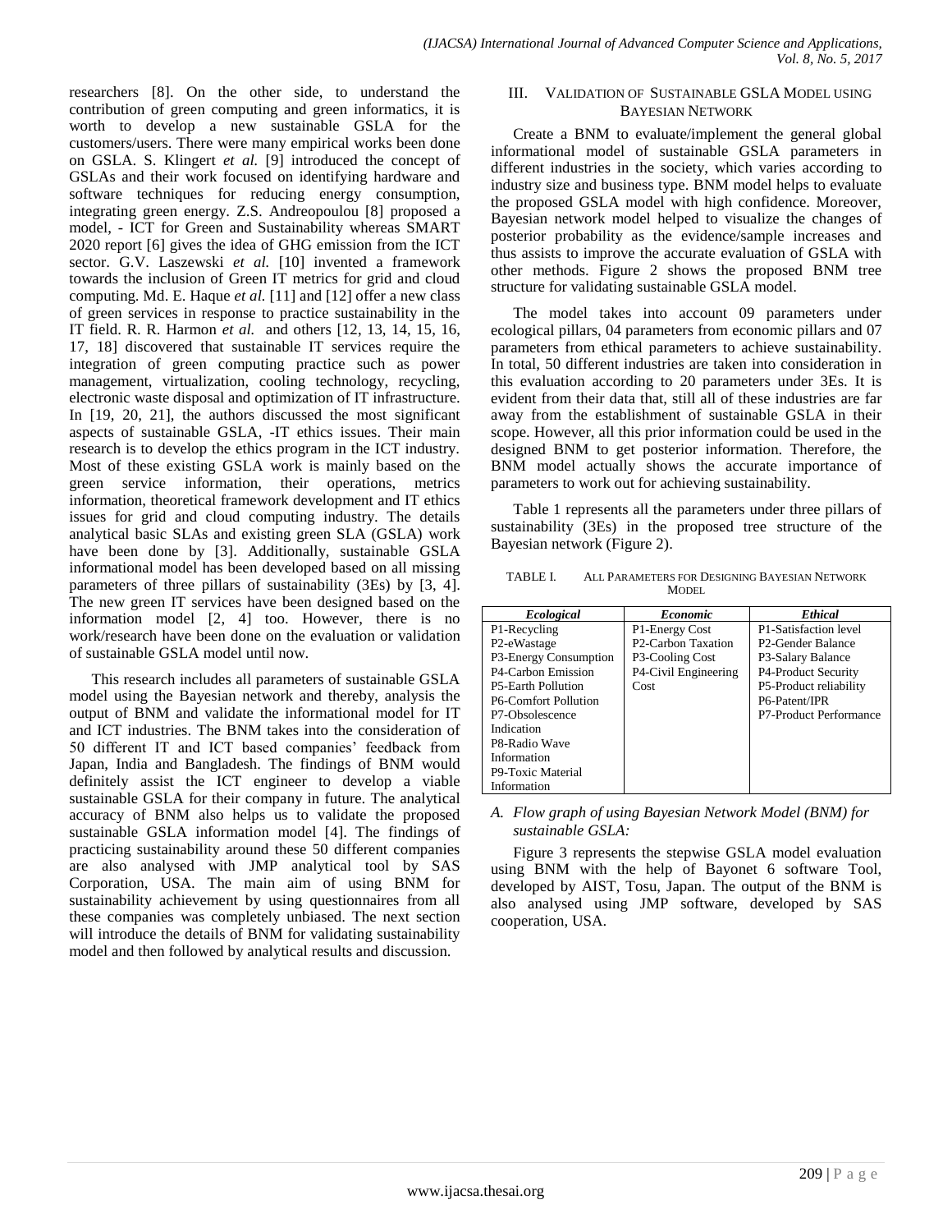researchers [8]. On the other side, to understand the contribution of green computing and green informatics, it is worth to develop a new sustainable GSLA for the customers/users. There were many empirical works been done on GSLA. S. Klingert *et al.* [9] introduced the concept of GSLAs and their work focused on identifying hardware and software techniques for reducing energy consumption, integrating green energy. Z.S. Andreopoulou [8] proposed a model, - ICT for Green and Sustainability whereas SMART 2020 report [6] gives the idea of GHG emission from the ICT sector. G.V. Laszewski *et al.* [10] invented a framework towards the inclusion of Green IT metrics for grid and cloud computing. Md. E. Haque *et al.* [11] and [12] offer a new class of green services in response to practice sustainability in the IT field. R. R. Harmon *et al.* and others [12, 13, 14, 15, 16, 17, 18] discovered that sustainable IT services require the integration of green computing practice such as power management, virtualization, cooling technology, recycling, electronic waste disposal and optimization of IT infrastructure. In [19, 20, 21], the authors discussed the most significant aspects of sustainable GSLA, -IT ethics issues. Their main research is to develop the ethics program in the ICT industry. Most of these existing GSLA work is mainly based on the green service information, their operations, metrics information, theoretical framework development and IT ethics issues for grid and cloud computing industry. The details analytical basic SLAs and existing green SLA (GSLA) work have been done by [3]. Additionally, sustainable GSLA informational model has been developed based on all missing parameters of three pillars of sustainability (3Es) by [3, 4]. The new green IT services have been designed based on the information model [2, 4] too. However, there is no work/research have been done on the evaluation or validation of sustainable GSLA model until now.

This research includes all parameters of sustainable GSLA model using the Bayesian network and thereby, analysis the output of BNM and validate the informational model for IT and ICT industries. The BNM takes into the consideration of 50 different IT and ICT based companies' feedback from Japan, India and Bangladesh. The findings of BNM would definitely assist the ICT engineer to develop a viable sustainable GSLA for their company in future. The analytical accuracy of BNM also helps us to validate the proposed sustainable GSLA information model [4]. The findings of practicing sustainability around these 50 different companies are also analysed with JMP analytical tool by SAS Corporation, USA. The main aim of using BNM for sustainability achievement by using questionnaires from all these companies was completely unbiased. The next section will introduce the details of BNM for validating sustainability model and then followed by analytical results and discussion.

## III. Validation of Sustainable GSLA Model using Bayesian Network

Create a BNM to evaluate/implement the general global informational model of sustainable GSLA parameters in different industries in the society, which varies according to industry size and business type. BNM model helps to evaluate the proposed GSLA model with high confidence. Moreover, Bayesian network model helped to visualize the changes of posterior probability as the evidence/sample increases and thus assists to improve the accurate evaluation of GSLA with other methods. Figure 2 shows the proposed BNM tree structure for validating sustainable GSLA model.

The model takes into account 09 parameters under ecological pillars, 04 parameters from economic pillars and 07 parameters from ethical parameters to achieve sustainability. In total, 50 different industries are taken into consideration in this evaluation according to 20 parameters under 3Es. It is evident from their data that, still all of these industries are far away from the establishment of sustainable GSLA in their scope. However, all this prior information could be used in the designed BNM to get posterior information. Therefore, the BNM model actually shows the accurate importance of parameters to work out for achieving sustainability.

Table 1 represents all the parameters under three pillars of sustainability (3Es) in the proposed tree structure of the Bayesian network (Figure 2).

TABLE I. All Parameters for Designing Bayesian Network Model

| *Ecological* | *Economic* | *Ethical* |
|---|---|---|
| P1-Recycling | P1-Energy Cost | P1-Satisfaction level |
| P2-eWastage | P2-Carbon Taxation | P2-Gender Balance |
| P3-Energy Consumption | P3-Cooling Cost | P3-Salary Balance |
| P4-Carbon Emission | P4-Civil Engineering Cost | P4-Product Security |
| P5-Earth Pollution | | P5-Product reliability |
| P6-Comfort Pollution | | P6-Patent/IPR |
| P7-Obsolescence Indication | | P7-Product Performance |
| P8-Radio Wave Information | | |
| P9-Toxic Material Information | | |

### *A. Flow graph of using Bayesian Network Model (BNM) for sustainable GSLA:*

Figure 3 represents the stepwise GSLA model evaluation using BNM with the help of Bayonet 6 software Tool, developed by AIST, Tosu, Japan. The output of the BNM is also analysed using JMP software, developed by SAS cooperation, USA.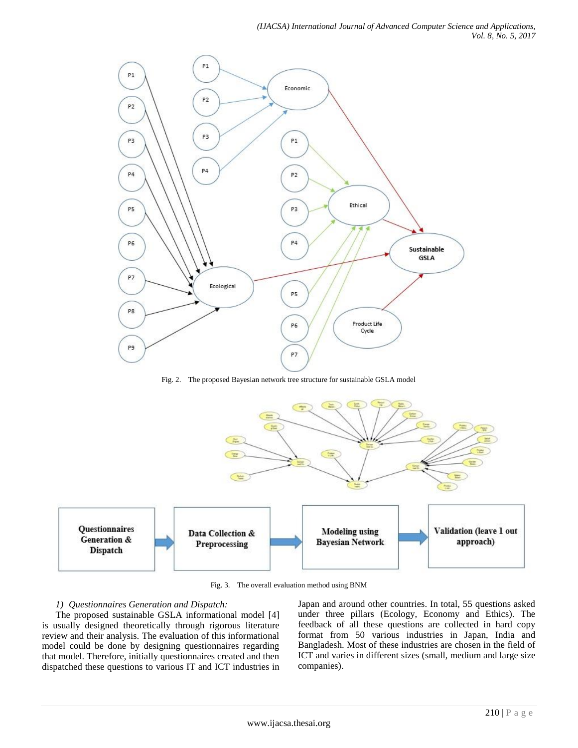Fig. 2. The proposed Bayesian network tree structure for sustainable GSLA model

Fig. 3. The overall evaluation method using BNM

*1) Questionnaires Generation and Dispatch:*

The proposed sustainable GSLA informational model [4] is usually designed theoretically through rigorous literature review and their analysis. The evaluation of this informational model could be done by designing questionnaires regarding that model. Therefore, initially questionnaires created and then dispatched these questions to various IT and ICT industries in Japan and around other countries. In total, 55 questions asked under three pillars (Ecology, Economy and Ethics). The feedback of all these questions are collected in hard copy format from 50 various industries in Japan, India and Bangladesh. Most of these industries are chosen in the field of ICT and varies in different sizes (small, medium and large size companies).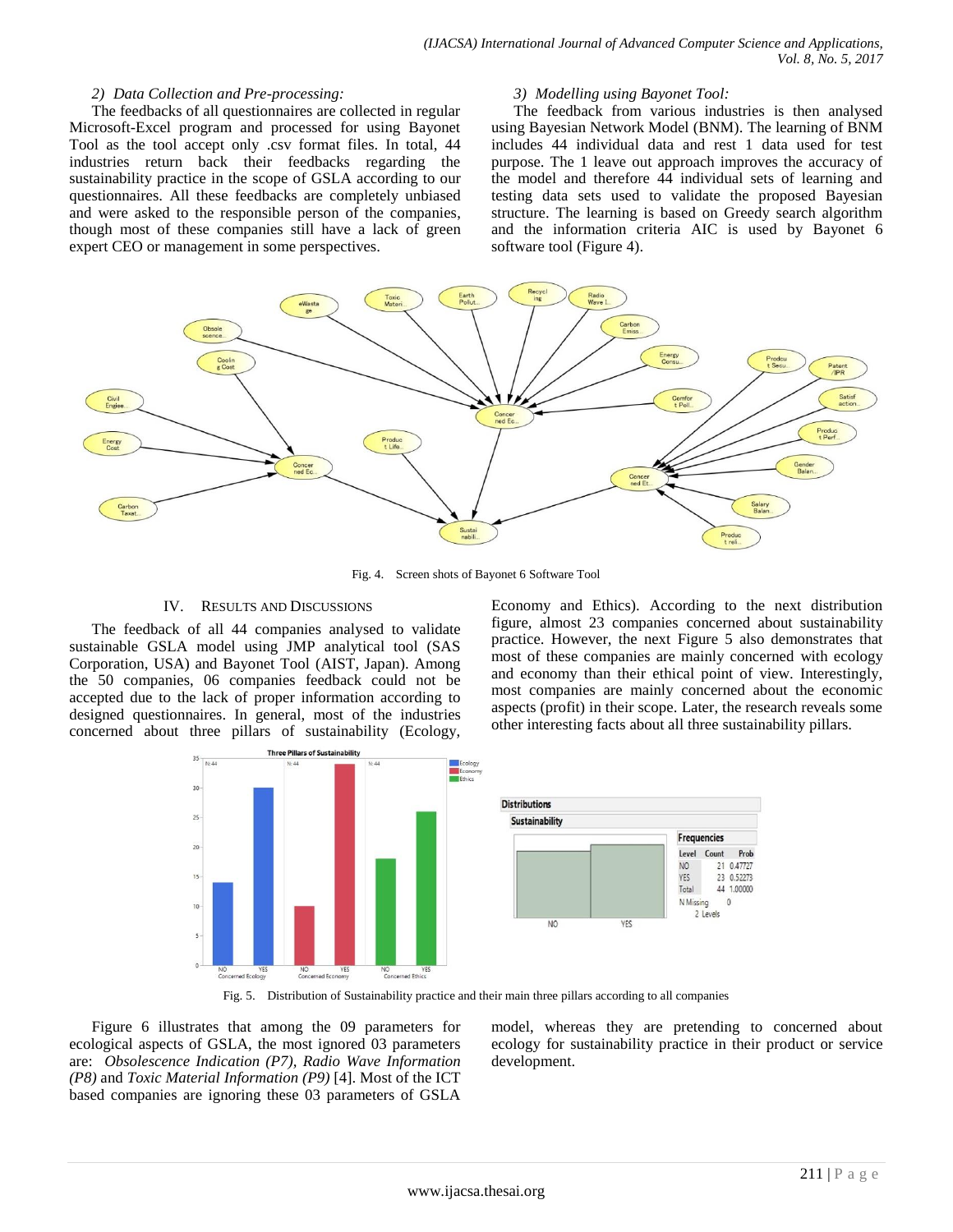*2) Data Collection and Pre-processing:*

The feedbacks of all questionnaires are collected in regular Microsoft-Excel program and processed for using Bayonet Tool as the tool accept only .csv format files. In total, 44 industries return back their feedbacks regarding the sustainability practice in the scope of GSLA according to our questionnaires. All these feedbacks are completely unbiased and were asked to the responsible person of the companies, though most of these companies still have a lack of green expert CEO or management in some perspectives.

*3) Modelling using Bayonet Tool:*

The feedback from various industries is then analysed using Bayesian Network Model (BNM). The learning of BNM includes 44 individual data and rest 1 data used for test purpose. The 1 leave out approach improves the accuracy of the model and therefore 44 individual sets of learning and testing data sets used to validate the proposed Bayesian structure. The learning is based on Greedy search algorithm and the information criteria AIC is used by Bayonet 6 software tool (Figure 4).

Fig. 4. Screen shots of Bayonet 6 Software Tool

## IV. Results and Discussions

The feedback of all 44 companies analysed to validate sustainable GSLA model using JMP analytical tool (SAS Corporation, USA) and Bayonet Tool (AIST, Japan). Among the 50 companies, 06 companies feedback could not be accepted due to the lack of proper information according to designed questionnaires. In general, most of the industries concerned about three pillars of sustainability (Ecology, Economy and Ethics). According to the next distribution figure, almost 23 companies concerned about sustainability practice. However, the next Figure 5 also demonstrates that most of these companies are mainly concerned with ecology and economy than their ethical point of view. Interestingly, most companies are mainly concerned about the economic aspects (profit) in their scope. Later, the research reveals some other interesting facts about all three sustainability pillars.

Fig. 5. Distribution of Sustainability practice and their main three pillars according to all companies

Figure 6 illustrates that among the 09 parameters for ecological aspects of GSLA, the most ignored 03 parameters are: *Obsolescence Indication (P7)*, *Radio Wave Information (P8)* and *Toxic Material Information (P9)* [4]. Most of the ICT based companies are ignoring these 03 parameters of GSLA model, whereas they are pretending to concerned about ecology for sustainability practice in their product or service development.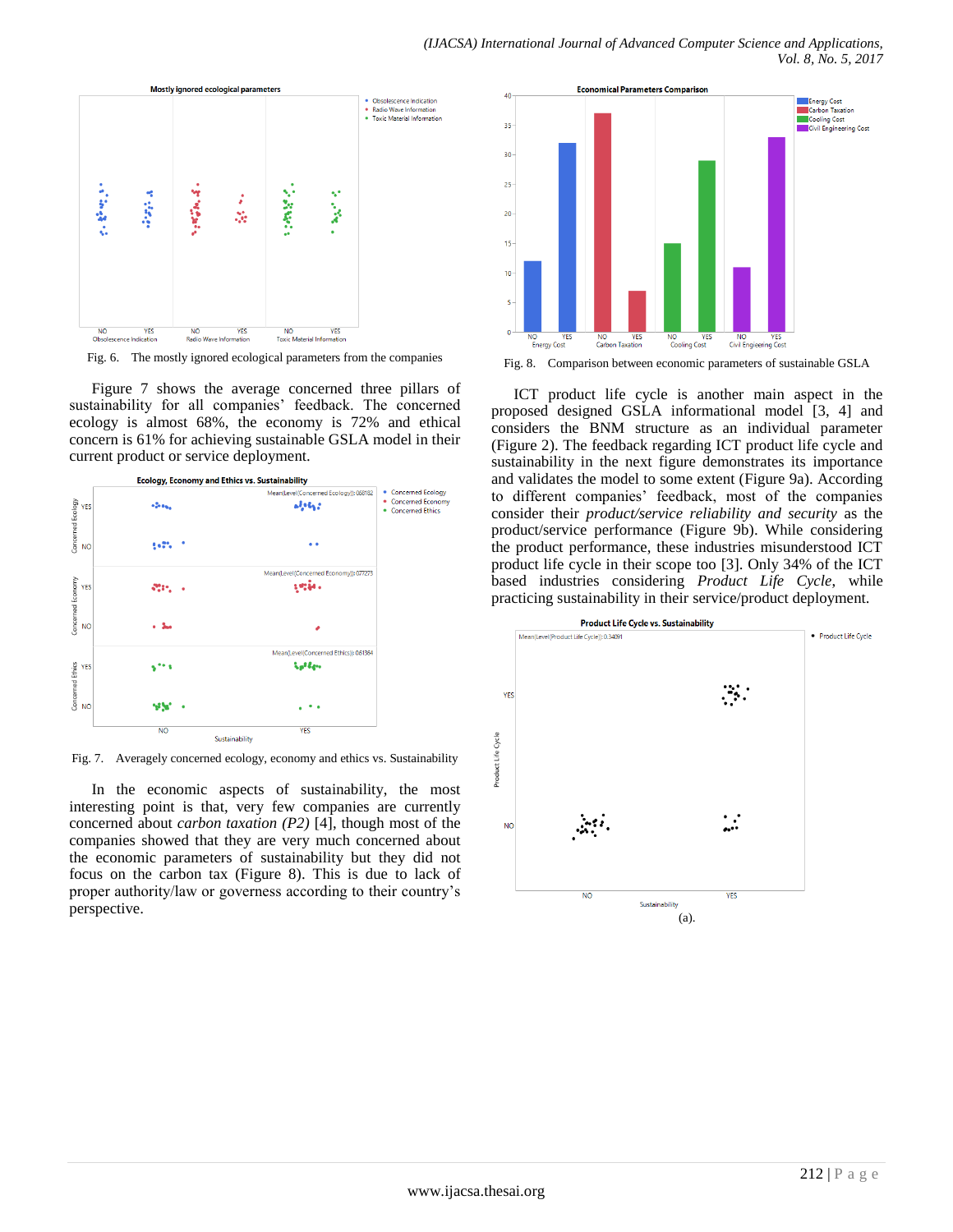Fig. 6. The mostly ignored ecological parameters from the companies

Figure 7 shows the average concerned three pillars of sustainability for all companies' feedback. The concerned ecology is almost 68%, the economy is 72% and ethical concern is 61% for achieving sustainable GSLA model in their current product or service deployment.

Fig. 7. Averagely concerned ecology, economy and ethics vs. Sustainability

In the economic aspects of sustainability, the most interesting point is that, very few companies are currently concerned about *carbon taxation (P2)* [4], though most of the companies showed that they are very much concerned about the economic parameters of sustainability but they did not focus on the carbon tax (Figure 8). This is due to lack of proper authority/law or governess according to their country's perspective.

Fig. 8. Comparison between economic parameters of sustainable GSLA

ICT product life cycle is another main aspect in the proposed designed GSLA informational model [3, 4] and considers the BNM structure as an individual parameter (Figure 2). The feedback regarding ICT product life cycle and sustainability in the next figure demonstrates its importance and validates the model to some extent (Figure 9a). According to different companies' feedback, most of the companies consider their *product/service reliability and security* as the product/service performance (Figure 9b). While considering the product performance, these industries misunderstood ICT product life cycle in their scope too [3]. Only 34% of the ICT based industries considering *Product Life Cycle*, while practicing sustainability in their service/product deployment.

(a).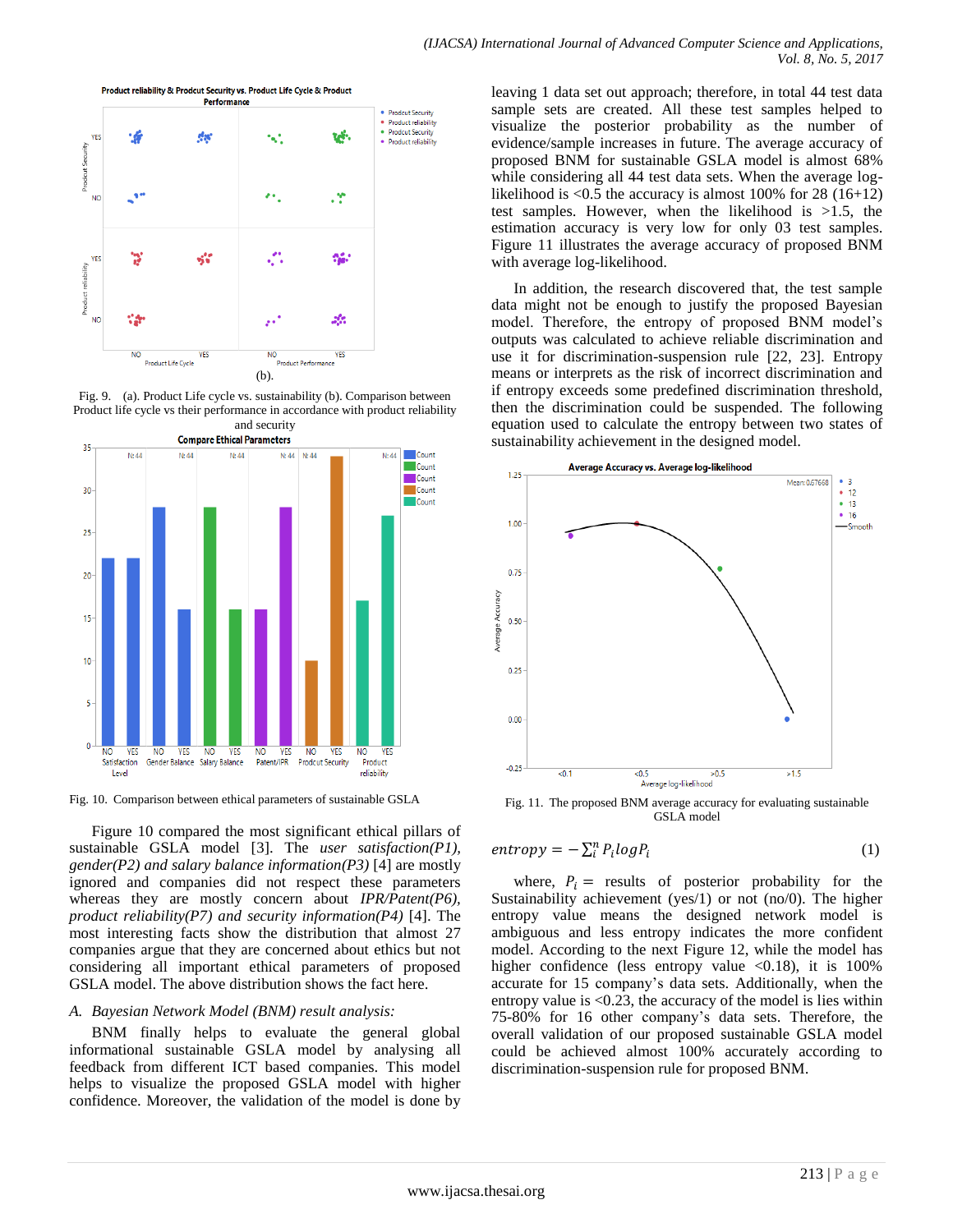Fig. 9. (a). Product Life cycle vs. sustainability (b). Comparison between Product life cycle vs their performance in accordance with product reliability and security

Fig. 10. Comparison between ethical parameters of sustainable GSLA

Figure 10 compared the most significant ethical pillars of sustainable GSLA model [3]. The *user satisfaction(P1), gender(P2) and salary balance information(P3)* [4] are mostly ignored and companies did not respect these parameters whereas they are mostly concern about *IPR/Patent(P6), product reliability(P7) and security information(P4)* [4]. The most interesting facts show the distribution that almost 27 companies argue that they are concerned about ethics but not considering all important ethical parameters of proposed GSLA model. The above distribution shows the fact here.

### *A. Bayesian Network Model (BNM) result analysis:*

BNM finally helps to evaluate the general global informational sustainable GSLA model by analysing all feedback from different ICT based companies. This model helps to visualize the proposed GSLA model with higher confidence. Moreover, the validation of the model is done by leaving 1 data set out approach; therefore, in total 44 test data sample sets are created. All these test samples helped to visualize the posterior probability as the number of evidence/sample increases in future. The average accuracy of proposed BNM for sustainable GSLA model is almost 68% while considering all 44 test data sets. When the average log-likelihood is <0.5 the accuracy is almost 100% for 28 (16+12) test samples. However, when the likelihood is >1.5, the estimation accuracy is very low for only 03 test samples. Figure 11 illustrates the average accuracy of proposed BNM with average log-likelihood.

In addition, the research discovered that, the test sample data might not be enough to justify the proposed Bayesian model. Therefore, the entropy of proposed BNM model's outputs was calculated to achieve reliable discrimination and use it for discrimination-suspension rule [22, 23]. Entropy means or interprets as the risk of incorrect discrimination and if entropy exceeds some predefined discrimination threshold, then the discrimination could be suspended. The following equation used to calculate the entropy between two states of sustainability achievement in the designed model.

Fig. 11. The proposed BNM average accuracy for evaluating sustainable GSLA model

$$entropy = -\sum_{i}^{n} P_i log P_i \quad (1)$$

where, $P_i =$ results of posterior probability for the Sustainability achievement (yes/1) or not (no/0). The higher entropy value means the designed network model is ambiguous and less entropy indicates the more confident model. According to the next Figure 12, while the model has higher confidence (less entropy value <0.18), it is 100% accurate for 15 company's data sets. Additionally, when the entropy value is <0.23, the accuracy of the model is lies within 75-80% for 16 other company's data sets. Therefore, the overall validation of our proposed sustainable GSLA model could be achieved almost 100% accurately according to discrimination-suspension rule for proposed BNM.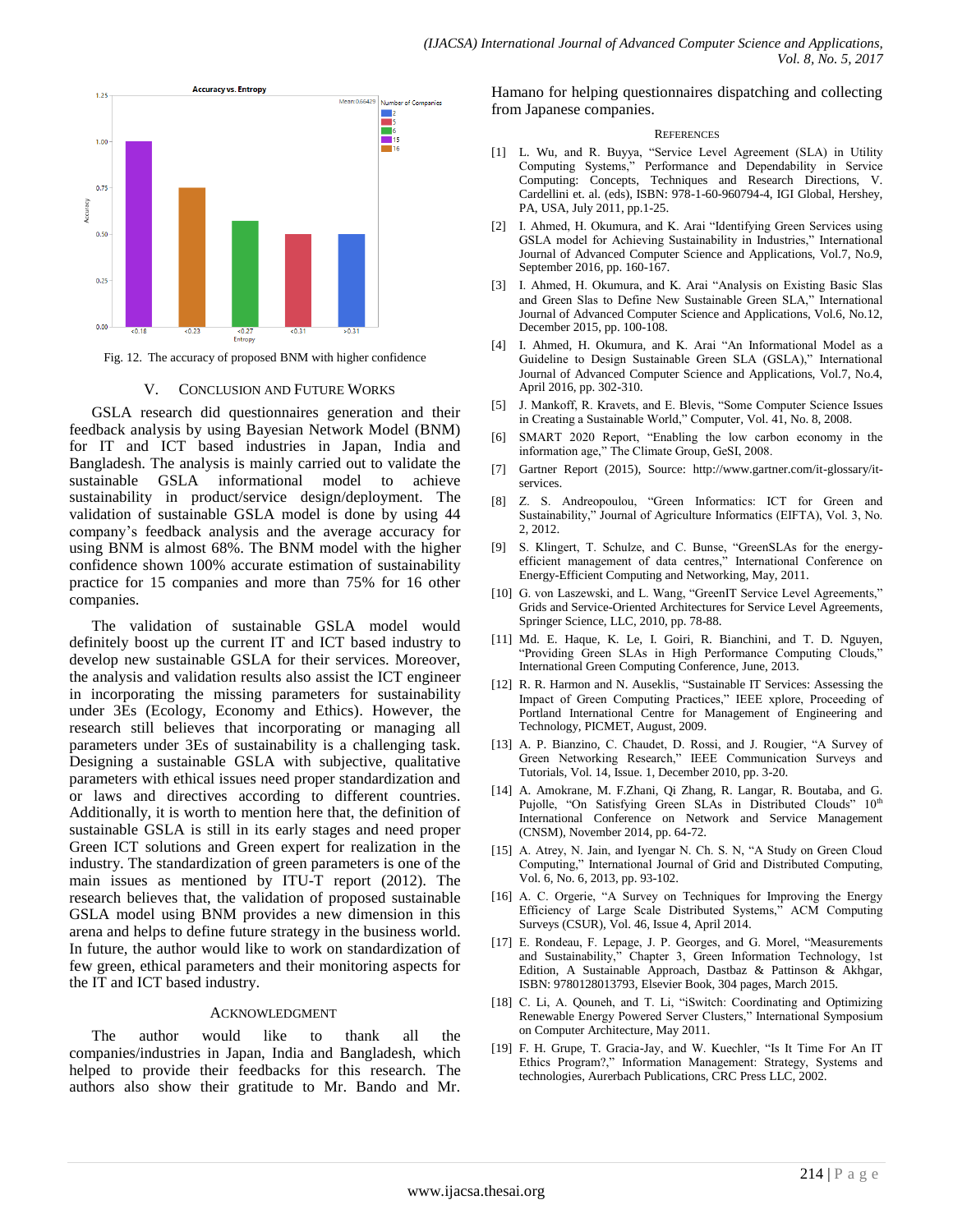Fig. 12. The accuracy of proposed BNM with higher confidence

## V. Conclusion and Future Works

GSLA research did questionnaires generation and their feedback analysis by using Bayesian Network Model (BNM) for IT and ICT based industries in Japan, India and Bangladesh. The analysis is mainly carried out to achieve the sustainable GSLA informational model to achieve sustainability in product/service design/deployment. The validation of sustainable GSLA model is done by using 44 company's feedback analysis and the average accuracy for using BNM is almost 68%. The BNM model with the higher confidence shown 100% accurate estimation of sustainability practice for 15 companies and more than 75% for 16 other companies.

The validation of sustainable GSLA model would definitely boost up the current IT and ICT based industry to develop new sustainable GSLA for their services. Moreover, the analysis and validation results also assist the ICT engineer in incorporating the missing parameters for sustainability under 3Es (Ecology, Economy and Ethics). However, the research still believes that incorporating or managing all parameters under 3Es of sustainability is a challenging task. Designing a sustainable GSLA with subjective, qualitative parameters with ethical issues need proper standardization and or laws and directives according to different countries. Additionally, it is worth to mention here that, the definition of sustainable GSLA is still in its early stages and need proper Green ICT solutions and Green expert for realization in the industry. The standardization of green parameters is one of the main issues as mentioned by ITU-T report (2012). The research believes that, the validation of proposed sustainable GSLA model using BNM provides a new dimension in this arena and helps to define future strategy in the business world. In future, the author would like to work on standardization of few green, ethical parameters and their monitoring aspects for the IT and ICT based industry.

## Acknowledgment

The author would like to thank all the companies/industries in Japan, India and Bangladesh, which helped to provide their feedbacks for this research. The authors also show their gratitude to Mr. Bando and Mr. Hamano for helping questionnaires dispatching and collecting from Japanese companies.

## References

[1] L. Wu, and R. Buyya, "Service Level Agreement (SLA) in Utility Computing Systems," Performance and Dependability in Service Computing: Concepts, Techniques and Research Directions, V. Cardellini et. al. (eds), ISBN: 978-1-60-960794-4, IGI Global, Hershey, PA, USA, July 2011, pp.1-25.

[2] I. Ahmed, H. Okumura, and K. Arai "Identifying Green Services using GSLA model for Achieving Sustainability in Industries," International Journal of Advanced Computer Science and Applications, Vol.7, No.9, September 2016, pp. 160-167.

[3] I. Ahmed, H. Okumura, and K. Arai "Analysis on Existing Basic Slas and Green Slas to Define New Sustainable Green SLA," International Journal of Advanced Computer Science and Applications, Vol.6, No.12, December 2015, pp. 100-108.

[4] I. Ahmed, H. Okumura, and K. Arai "An Informational Model as a Guideline to Design Sustainable Green SLA (GSLA)," International Journal of Advanced Computer Science and Applications, Vol.7, No.4, April 2016, pp. 302-310.

[5] J. Mankoff, R. Kravets, and E. Blevis, "Some Computer Science Issues in Creating a Sustainable World," Computer, Vol. 41, No. 8, 2008.

[6] SMART 2020 Report, "Enabling the low carbon economy in the information age," The Climate Group, GeSI, 2008.

[7] Gartner Report (2015), Source: http://www.gartner.com/it-glossary/it-services.

[8] Z. S. Andreopoulou, "Green Informatics: ICT for Green and Sustainability," Journal of Agriculture Informatics (EIFTA), Vol. 3, No. 2, 2012.

[9] S. Klingert, T. Schulze, and C. Bunse, "GreenSLAs for the energy-efficient management of data centres," International Conference on Energy-Efficient Computing and Networking, May, 2011.

[10] G. von Laszewski, and L. Wang, "GreenIT Service Level Agreements," Grids and Service-Oriented Architectures for Service Level Agreements, Springer Science, LLC, 2010, pp. 78-88.

[11] Md. E. Haque, K. Le, I. Goiri, R. Bianchini, and T. D. Nguyen, "Providing Green SLAs in High Performance Computing Clouds," International Green Computing Conference, June, 2013.

[12] R. R. Harmon and N. Auseklis, "Sustainable IT Services: Assessing the Impact of Green Computing Practices," IEEE xplore, Proceeding of Portland International Centre for Management of Engineering and Technology, PICMET, August, 2009.

[13] A. P. Bianzino, C. Chaudet, D. Rossi, and J. Rougier, "A Survey of Green Networking Research," IEEE Communication Surveys and Tutorials, Vol. 14, Issue. 1, December 2010, pp. 3-20.

[14] A. Amokrane, M. F.Zhani, Qi Zhang, R. Langar, R. Boutaba, and G. Pujolle, "On Satisfying Green SLAs in Distributed Clouds" 10th International Conference on Network and Service Management (CNSM), November 2014, pp. 64-72.

[15] A. Atrey, N. Jain, and Iyengar N. Ch. S. N, "A Study on Green Cloud Computing," International Journal of Grid and Distributed Computing, Vol. 6, No. 6, 2013, pp. 93-102.

[16] A. C. Orgerie, "A Survey on Techniques for Improving the Energy Efficiency of Large Scale Distributed Systems," ACM Computing Surveys (CSUR), Vol. 46, Issue 4, April 2014.

[17] E. Rondeau, F. Lepage, J. P. Georges, and G. Morel, "Measurements and Sustainability," Chapter 3, Green Information Technology, 1st Edition, A Sustainable Approach, Dastbaz & Pattinson & Akhgar, ISBN: 9780128013793, Elsevier Book, 304 pages, March 2015.

[18] C. Li, A. Qouneh, and T. Li, "iSwitch: Coordinating and Optimizing Renewable Energy Powered Server Clusters," International Symposium on Computer Architecture, May 2011.

[19] F. H. Grupe, T. Gracia-Jay, and W. Kuechler, "Is It Time For An IT Ethics Program?," Information Management: Strategy, Systems and technologies, Aurerbach Publications, CRC Press LLC, 2002.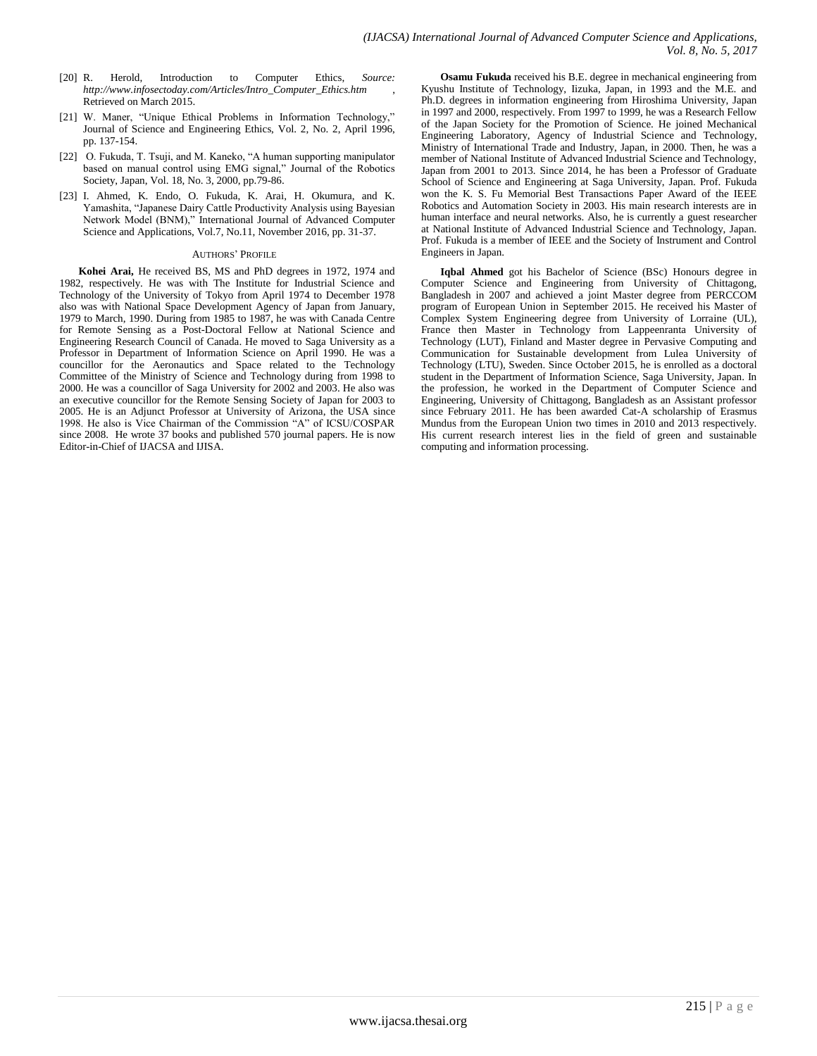[20] R. Herold, Introduction to Computer Ethics, *Source: http://www.infosectoday.com/Articles/Intro_Computer_Ethics.htm* , Retrieved on March 2015.

[21] W. Maner, "Unique Ethical Problems in Information Technology," Journal of Science and Engineering Ethics, Vol. 2, No. 2, April 1996, pp. 137-154.

[22] O. Fukuda, T. Tsuji, and M. Kaneko, "A human supporting manipulator based on manual control using EMG signal," Journal of the Robotics Society, Japan, Vol. 18, No. 3, 2000, pp.79-86.

[23] I. Ahmed, K. Endo, O. Fukuda, K. Arai, H. Okumura, and K. Yamashita, "Japanese Dairy Cattle Productivity Analysis using Bayesian Network Model (BNM)," International Journal of Advanced Computer Science and Applications, Vol.7, No.11, November 2016, pp. 31-37.

## AUTHORS' PROFILE

**Kohei Arai,** He received BS, MS and PhD degrees in 1972, 1974 and 1982, respectively. He was with The Institute for Industrial Science and Technology of the University of Tokyo from April 1974 to December 1978 also was with National Space Development Agency of Japan from January, 1979 to March, 1990. During from 1985 to 1987, he was with Canada Centre for Remote Sensing as a Post-Doctoral Fellow at National Science and Engineering Research Council of Canada. He moved to Saga University as a Professor in Department of Information Science on April 1990. He was a councillor for the Aeronautics and Space related to the Technology Committee of the Ministry of Science and Technology during from 1998 to 2000. He was a councillor of Saga University for 2002 and 2003. He also was an executive councillor for the Remote Sensing Society of Japan for 2003 to 2005. He is an Adjunct Professor at University of Arizona, the USA since 1998. He also is Vice Chairman of the Commission "A" of ICSU/COSPAR since 2008. He wrote 37 books and published 570 journal papers. He is now Editor-in-Chief of IJACSA and IJISA.

**Osamu Fukuda** received his B.E. degree in mechanical engineering from Kyushu Institute of Technology, Iizuka, Japan, in 1993 and the M.E. and Ph.D. degrees in information engineering from Hiroshima University, Japan in 1997 and 2000, respectively. From 1997 to 1999, he was a Research Fellow of the Japan Society for the Promotion of Science. He joined Mechanical Engineering Laboratory, Agency of Industrial Science and Technology, Ministry of International Trade and Industry, Japan, in 2000. Then, he was a member of National Institute of Advanced Industrial Science and Technology, Japan from 2001 to 2013. Since 2014, he has been a Professor of Graduate School of Science and Engineering at Saga University, Japan. Prof. Fukuda won the K. S. Fu Memorial Best Transactions Paper Award of the IEEE Robotics and Automation Society in 2003. His main research interests are in human interface and neural networks. Also, he is currently a guest researcher at National Institute of Advanced Industrial Science and Technology, Japan. Prof. Fukuda is a member of IEEE and the Society of Instrument and Control Engineers in Japan.

**Iqbal Ahmed** got his Bachelor of Science (BSc) Honours degree in Computer Science and Engineering from University of Chittagong, Bangladesh in 2007 and achieved a joint Master degree from PERCCOM program of European Union in September 2015. He received his Master of Complex System Engineering degree from University of Lorraine (UL), France then Master in Technology from Lappeenranta University of Technology (LUT), Finland and Master degree in Pervasive Computing and Communication for Sustainable development from Lulea University of Technology (LTU), Sweden. Since October 2015, he is enrolled as a doctoral student in the Department of Information Science, Saga University, Japan. In the profession, he worked in the Department of Computer Science and Engineering, University of Chittagong, Bangladesh as an Assistant professor since February 2011. He has been awarded Cat-A scholarship of Erasmus Mundus from the European Union two times in 2010 and 2013 respectively. His current research interest lies in the field of green and sustainable computing and information processing.